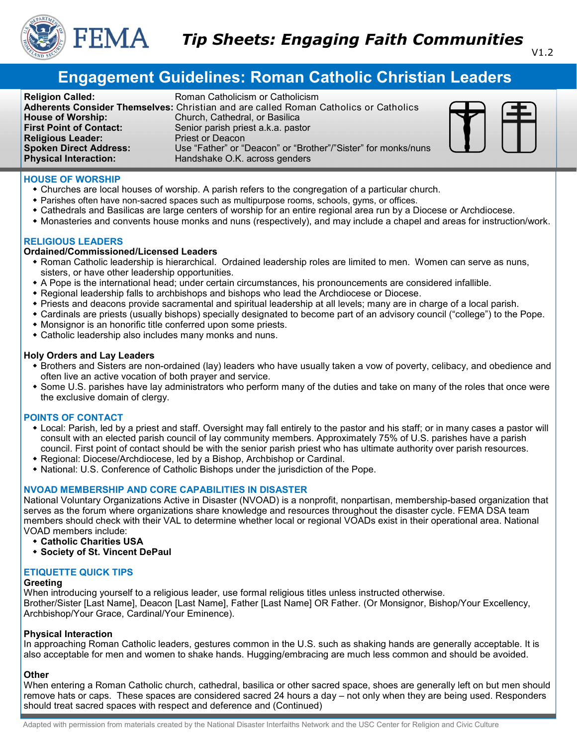# Tip Sheets: Engaging Faith Communities

V1.2

## Engagement Guidelines: Roman Catholic Christian Leaders

| | |
|---|---|
| **Religion Called:** | Roman Catholicism or Catholicism |
| **Adherents Consider Themselves:** | Christian and are called Roman Catholics or Catholics |
| **House of Worship:** | Church, Cathedral, or Basilica |
| **First Point of Contact:** | Senior parish priest a.k.a. pastor |
| **Religious Leader:** | Priest or Deacon |
| **Spoken Direct Address:** | Use "Father" or "Deacon" or "Brother"/"Sister" for monks/nuns |
| **Physical Interaction:** | Handshake O.K. across genders |

### HOUSE OF WORSHIP

- Churches are local houses of worship. A parish refers to the congregation of a particular church.
- Parishes often have non-sacred spaces such as multipurpose rooms, schools, gyms, or offices.
- Cathedrals and Basilicas are large centers of worship for an entire regional area run by a Diocese or Archdiocese.
- Monasteries and convents house monks and nuns (respectively), and may include a chapel and areas for instruction/work.

### RELIGIOUS LEADERS

**Ordained/Commissioned/Licensed Leaders**

- Roman Catholic leadership is hierarchical. Ordained leadership roles are limited to men. Women can serve as nuns, sisters, or have other leadership opportunities.
- A Pope is the international head; under certain circumstances, his pronouncements are considered infallible.
- Regional leadership falls to archbishops and bishops who lead the Archdiocese or Diocese.
- Priests and deacons provide sacramental and spiritual leadership at all levels; many are in charge of a local parish.
- Cardinals are priests (usually bishops) specially designated to become part of an advisory council ("college") to the Pope.
- Monsignor is an honorific title conferred upon some priests.
- Catholic leadership also includes many monks and nuns.

**Holy Orders and Lay Leaders**

- Brothers and Sisters are non-ordained (lay) leaders who have usually taken a vow of poverty, celibacy, and obedience and often live an active vocation of both prayer and service.
- Some U.S. parishes have lay administrators who perform many of the duties and take on many of the roles that once were the exclusive domain of clergy.

### POINTS OF CONTACT

- Local: Parish, led by a priest and staff. Oversight may fall entirely to the pastor and his staff; or in many cases a pastor will consult with an elected parish council of lay community members. Approximately 75% of U.S. parishes have a parish council. First point of contact should be with the senior parish priest who has ultimate authority over parish resources.
- Regional: Diocese/Archdiocese, led by a Bishop, Archbishop or Cardinal.
- National: U.S. Conference of Catholic Bishops under the jurisdiction of the Pope.

### NVOAD MEMBERSHIP AND CORE CAPABILITIES IN DISASTER

National Voluntary Organizations Active in Disaster (NVOAD) is a nonprofit, nonpartisan, membership-based organization that serves as the forum where organizations share knowledge and resources throughout the disaster cycle. FEMA DSA team members should check with their VAL to determine whether local or regional VOADs exist in their operational area. National VOAD members include:

- **Catholic Charities USA**
- **Society of St. Vincent DePaul**

### ETIQUETTE QUICK TIPS

**Greeting**

When introducing yourself to a religious leader, use formal religious titles unless instructed otherwise.
Brother/Sister [Last Name], Deacon [Last Name], Father [Last Name] OR Father. (Or Monsignor, Bishop/Your Excellency, Archbishop/Your Grace, Cardinal/Your Eminence).

**Physical Interaction**

In approaching Roman Catholic leaders, gestures common in the U.S. such as shaking hands are generally acceptable. It is also acceptable for men and women to shake hands. Hugging/embracing are much less common and should be avoided.

**Other**

When entering a Roman Catholic church, cathedral, basilica or other sacred space, shoes are generally left on but men should remove hats or caps. These spaces are considered sacred 24 hours a day – not only when they are being used. Responders should treat sacred spaces with respect and deference and (Continued)

Adapted with permission from materials created by the National Disaster Interfaiths Network and the USC Center for Religion and Civic Culture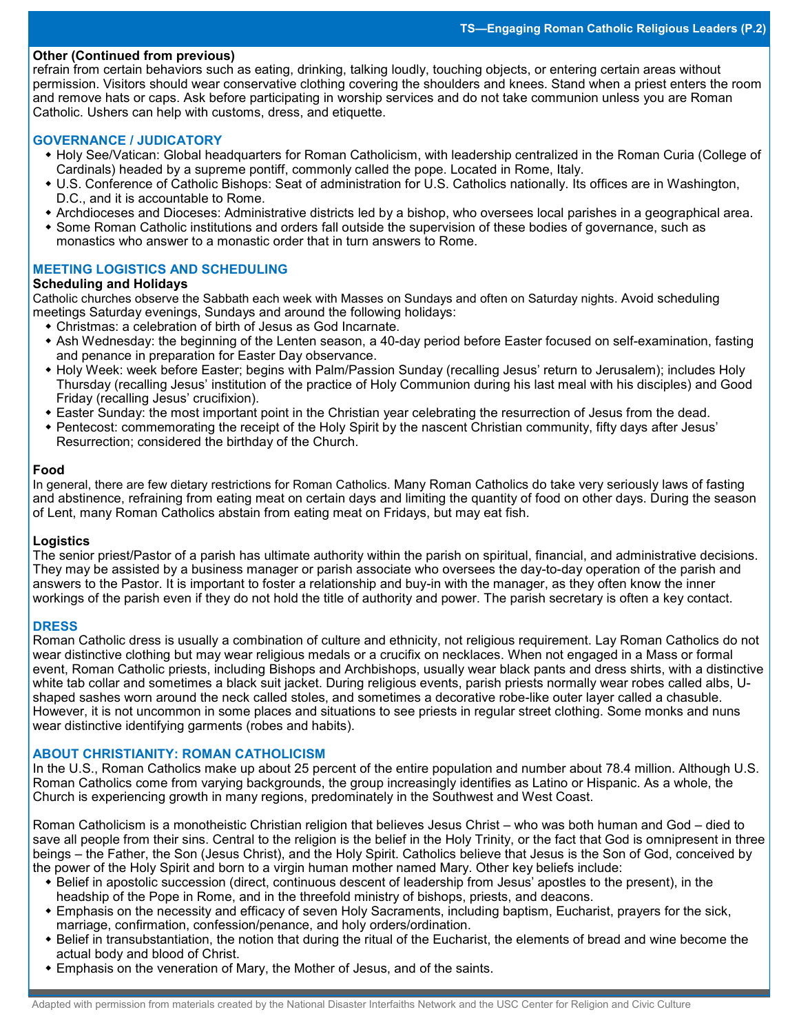**Other (Continued from previous)**

refrain from certain behaviors such as eating, drinking, talking loudly, touching objects, or entering certain areas without permission. Visitors should wear conservative clothing covering the shoulders and knees. Stand when a priest enters the room and remove hats or caps. Ask before participating in worship services and do not take communion unless you are Roman Catholic. Ushers can help with customs, dress, and etiquette.

## GOVERNANCE / JUDICATORY

- Holy See/Vatican: Global headquarters for Roman Catholicism, with leadership centralized in the Roman Curia (College of Cardinals) headed by a supreme pontiff, commonly called the pope. Located in Rome, Italy.
- U.S. Conference of Catholic Bishops: Seat of administration for U.S. Catholics nationally. Its offices are in Washington, D.C., and it is accountable to Rome.
- Archdioceses and Dioceses: Administrative districts led by a bishop, who oversees local parishes in a geographical area.
- Some Roman Catholic institutions and orders fall outside the supervision of these bodies of governance, such as monastics who answer to a monastic order that in turn answers to Rome.

## MEETING LOGISTICS AND SCHEDULING

### Scheduling and Holidays

Catholic churches observe the Sabbath each week with Masses on Sundays and often on Saturday nights. Avoid scheduling meetings Saturday evenings, Sundays and around the following holidays:

- Christmas: a celebration of birth of Jesus as God Incarnate.
- Ash Wednesday: the beginning of the Lenten season, a 40-day period before Easter focused on self-examination, fasting and penance in preparation for Easter Day observance.
- Holy Week: week before Easter; begins with Palm/Passion Sunday (recalling Jesus' return to Jerusalem); includes Holy Thursday (recalling Jesus' institution of the practice of Holy Communion during his last meal with his disciples) and Good Friday (recalling Jesus' crucifixion).
- Easter Sunday: the most important point in the Christian year celebrating the resurrection of Jesus from the dead.
- Pentecost: commemorating the receipt of the Holy Spirit by the nascent Christian community, fifty days after Jesus' Resurrection; considered the birthday of the Church.

### Food

In general, there are few dietary restrictions for Roman Catholics. Many Roman Catholics do take very seriously laws of fasting and abstinence, refraining from eating meat on certain days and limiting the quantity of food on other days. During the season of Lent, many Roman Catholics abstain from eating meat on Fridays, but may eat fish.

### Logistics

The senior priest/Pastor of a parish has ultimate authority within the parish on spiritual, financial, and administrative decisions. They may be assisted by a business manager or parish associate who oversees the day-to-day operation of the parish and answers to the Pastor. It is important to foster a relationship and buy-in with the manager, as they often know the inner workings of the parish even if they do not hold the title of authority and power. The parish secretary is often a key contact.

## DRESS

Roman Catholic dress is usually a combination of culture and ethnicity, not religious requirement. Lay Roman Catholics do not wear distinctive clothing but may wear religious medals or a crucifix on necklaces. When not engaged in a Mass or formal event, Roman Catholic priests, including Bishops and Archbishops, usually wear black pants and dress shirts, with a distinctive white tab collar and sometimes a black suit jacket. During religious events, parish priests normally wear robes called albs, U-shaped sashes worn around the neck called stoles, and sometimes a decorative robe-like outer layer called a chasuble. However, it is not uncommon in some places and situations to see priests in regular street clothing. Some monks and nuns wear distinctive identifying garments (robes and habits).

## ABOUT CHRISTIANITY: ROMAN CATHOLICISM

In the U.S., Roman Catholics make up about 25 percent of the entire population and number about 78.4 million. Although U.S. Roman Catholics come from varying backgrounds, the group increasingly identifies as Latino or Hispanic. As a whole, the Church is experiencing growth in many regions, predominately in the Southwest and West Coast.

Roman Catholicism is a monotheistic Christian religion that believes Jesus Christ – who was both human and God – died to save all people from their sins. Central to the religion is the belief in the Holy Trinity, or the fact that God is omnipresent in three beings – the Father, the Son (Jesus Christ), and the Holy Spirit. Catholics believe that Jesus is the Son of God, conceived by the power of the Holy Spirit and born to a virgin human mother named Mary. Other key beliefs include:

- Belief in apostolic succession (direct, continuous descent of leadership from Jesus' apostles to the present), in the headship of the Pope in Rome, and in the threefold ministry of bishops, priests, and deacons.
- Emphasis on the necessity and efficacy of seven Holy Sacraments, including baptism, Eucharist, prayers for the sick, marriage, confirmation, confession/penance, and holy orders/ordination.
- Belief in transubstantiation, the notion that during the ritual of the Eucharist, the elements of bread and wine become the actual body and blood of Christ.
- Emphasis on the veneration of Mary, the Mother of Jesus, and of the saints.

Adapted with permission from materials created by the National Disaster Interfaiths Network and the USC Center for Religion and Civic Culture